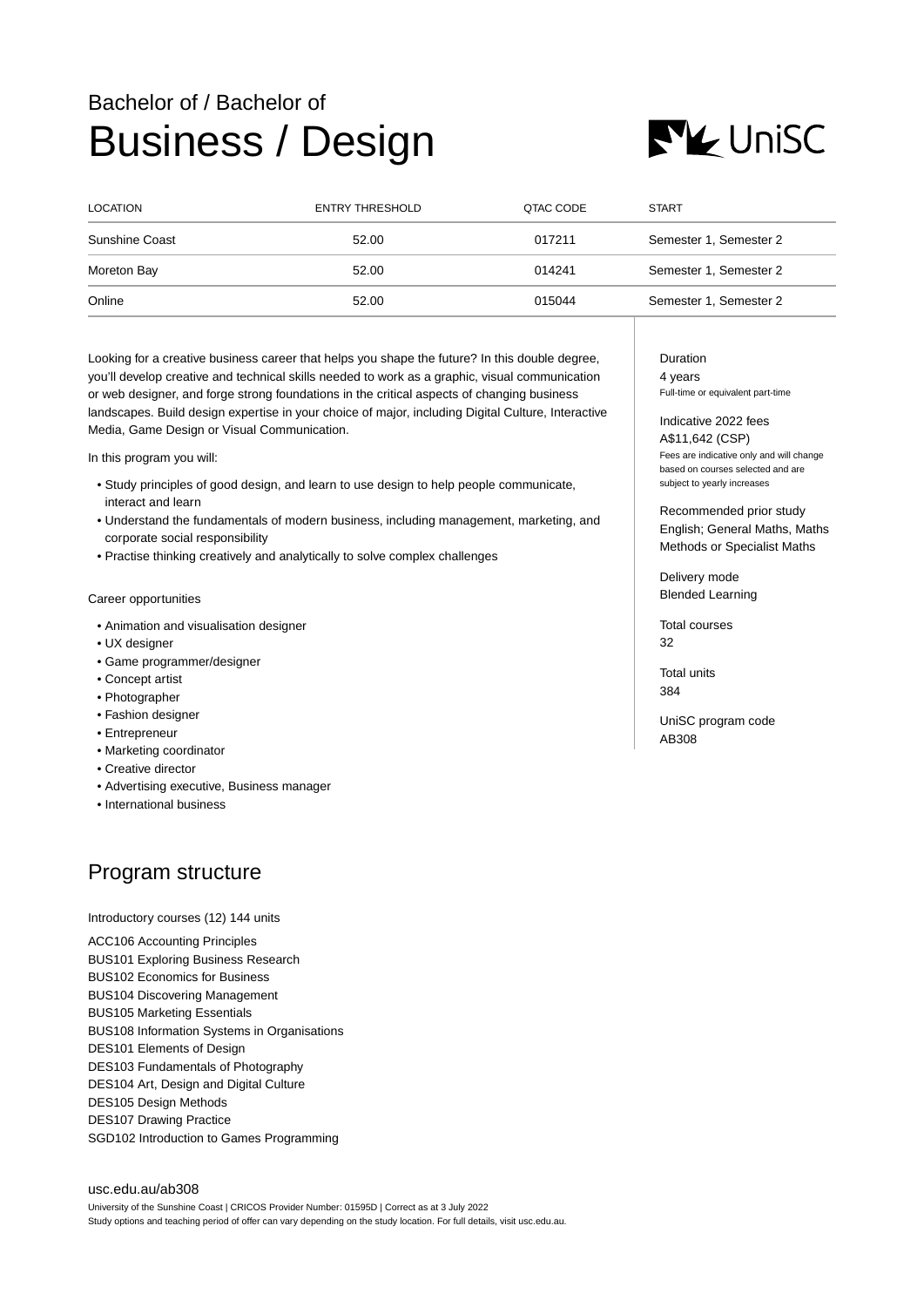Bachelor of / Bachelor of

# Business / Design

| LOCATION | ENTRY THRESHOLD | QTAC CODE | START |
|---|---|---|---|
| Sunshine Coast | 52.00 | 017211 | Semester 1, Semester 2 |
| Moreton Bay | 52.00 | 014241 | Semester 1, Semester 2 |
| Online | 52.00 | 015044 | Semester 1, Semester 2 |

Looking for a creative business career that helps you shape the future? In this double degree, you'll develop creative and technical skills needed to work as a graphic, visual communication or web designer, and forge strong foundations in the critical aspects of changing business landscapes. Build design expertise in your choice of major, including Digital Culture, Interactive Media, Game Design or Visual Communication.

In this program you will:

- Study principles of good design, and learn to use design to help people communicate, interact and learn
- Understand the fundamentals of modern business, including management, marketing, and corporate social responsibility
- Practise thinking creatively and analytically to solve complex challenges

Career opportunities

- Animation and visualisation designer
- UX designer
- Game programmer/designer
- Concept artist
- Photographer
- Fashion designer
- Entrepreneur
- Marketing coordinator
- Creative director
- Advertising executive, Business manager
- International business

Duration
4 years
Full-time or equivalent part-time

Indicative 2022 fees
A$11,642 (CSP)
Fees are indicative only and will change based on courses selected and are subject to yearly increases

Recommended prior study
English; General Maths, Maths Methods or Specialist Maths

Delivery mode
Blended Learning

Total courses
32

Total units
384

UniSC program code
AB308

## Program structure

Introductory courses (12) 144 units

ACC106 Accounting Principles
BUS101 Exploring Business Research
BUS102 Economics for Business
BUS104 Discovering Management
BUS105 Marketing Essentials
BUS108 Information Systems in Organisations
DES101 Elements of Design
DES103 Fundamentals of Photography
DES104 Art, Design and Digital Culture
DES105 Design Methods
DES107 Drawing Practice
SGD102 Introduction to Games Programming

usc.edu.au/ab308

University of the Sunshine Coast | CRICOS Provider Number: 01595D | Correct as at 3 July 2022
Study options and teaching period of offer can vary depending on the study location. For full details, visit usc.edu.au.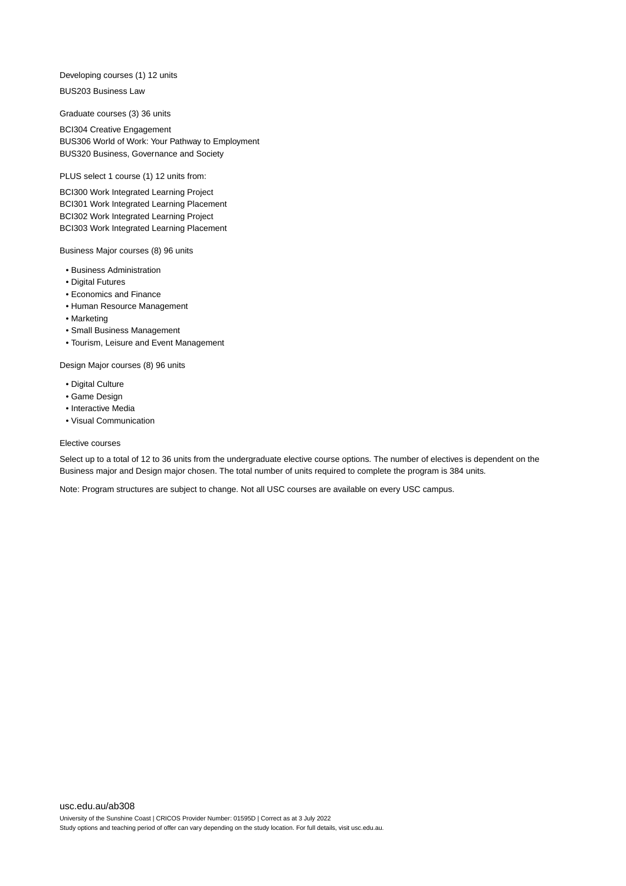Developing courses (1) 12 units

BUS203 Business Law

Graduate courses (3) 36 units

BCI304 Creative Engagement
BUS306 World of Work: Your Pathway to Employment
BUS320 Business, Governance and Society

PLUS select 1 course (1) 12 units from:

BCI300 Work Integrated Learning Project
BCI301 Work Integrated Learning Placement
BCI302 Work Integrated Learning Project
BCI303 Work Integrated Learning Placement

Business Major courses (8) 96 units

- Business Administration
- Digital Futures
- Economics and Finance
- Human Resource Management
- Marketing
- Small Business Management
- Tourism, Leisure and Event Management

Design Major courses (8) 96 units

- Digital Culture
- Game Design
- Interactive Media
- Visual Communication

Elective courses

Select up to a total of 12 to 36 units from the undergraduate elective course options. The number of electives is dependent on the Business major and Design major chosen. The total number of units required to complete the program is 384 units.

Note: Program structures are subject to change. Not all USC courses are available on every USC campus.

usc.edu.au/ab308

University of the Sunshine Coast | CRICOS Provider Number: 01595D | Correct as at 3 July 2022
Study options and teaching period of offer can vary depending on the study location. For full details, visit usc.edu.au.